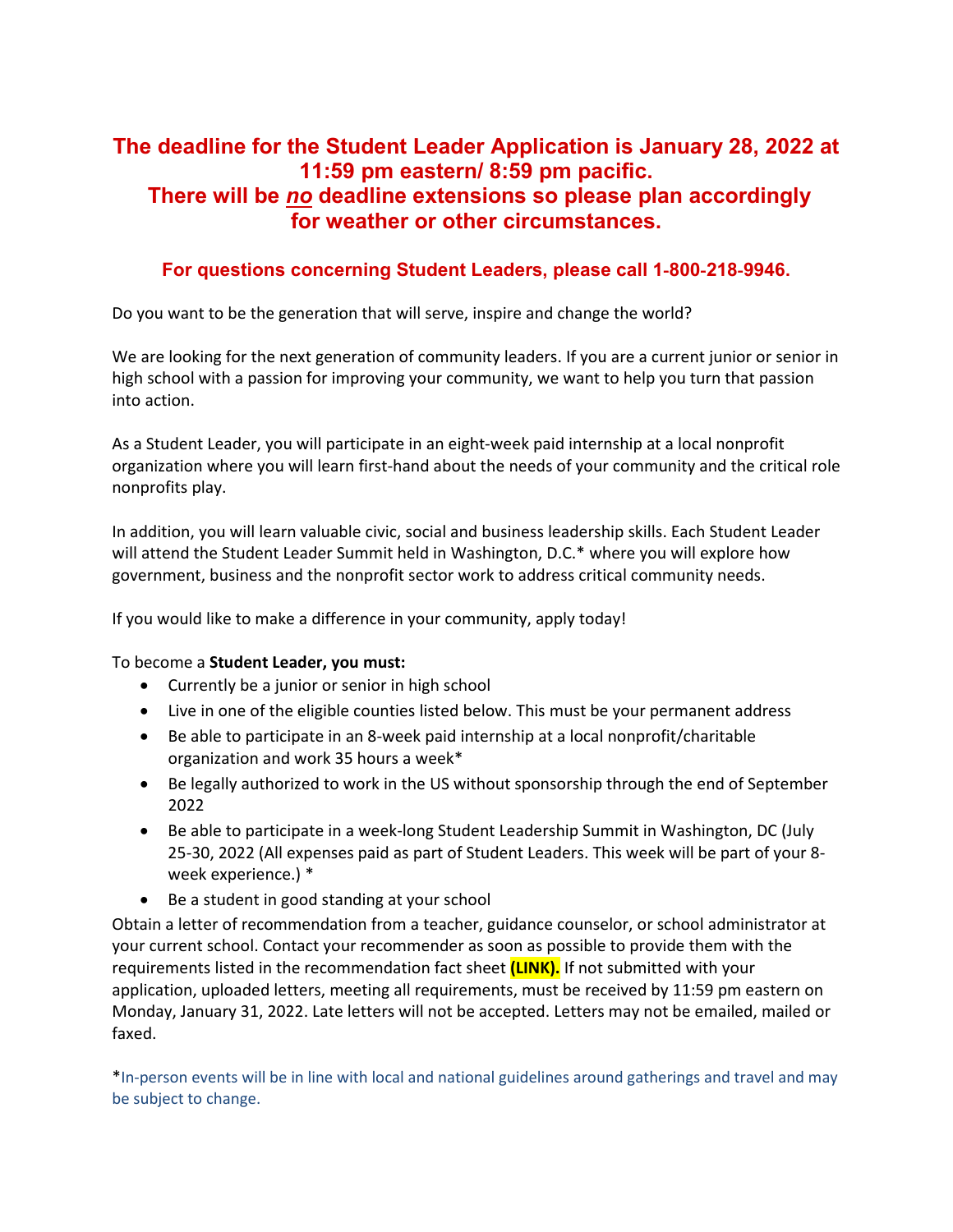**The deadline for the Student Leader Application is January 28, 2022 at 11:59 pm eastern/ 8:59 pm pacific.**
**There will be *no* deadline extensions so please plan accordingly for weather or other circumstances.**

**For questions concerning Student Leaders, please call 1-800-218-9946.**

Do you want to be the generation that will serve, inspire and change the world?

We are looking for the next generation of community leaders. If you are a current junior or senior in high school with a passion for improving your community, we want to help you turn that passion into action.

As a Student Leader, you will participate in an eight-week paid internship at a local nonprofit organization where you will learn first-hand about the needs of your community and the critical role nonprofits play.

In addition, you will learn valuable civic, social and business leadership skills. Each Student Leader will attend the Student Leader Summit held in Washington, D.C.* where you will explore how government, business and the nonprofit sector work to address critical community needs.

If you would like to make a difference in your community, apply today!

To become a **Student Leader, you must:**

- Currently be a junior or senior in high school
- Live in one of the eligible counties listed below. This must be your permanent address
- Be able to participate in an 8-week paid internship at a local nonprofit/charitable organization and work 35 hours a week*
- Be legally authorized to work in the US without sponsorship through the end of September 2022
- Be able to participate in a week-long Student Leadership Summit in Washington, DC (July 25-30, 2022 (All expenses paid as part of Student Leaders. This week will be part of your 8-week experience.) *
- Be a student in good standing at your school

Obtain a letter of recommendation from a teacher, guidance counselor, or school administrator at your current school. Contact your recommender as soon as possible to provide them with the requirements listed in the recommendation fact sheet **(LINK).** If not submitted with your application, uploaded letters, meeting all requirements, must be received by 11:59 pm eastern on Monday, January 31, 2022. Late letters will not be accepted. Letters may not be emailed, mailed or faxed.

*In-person events will be in line with local and national guidelines around gatherings and travel and may be subject to change.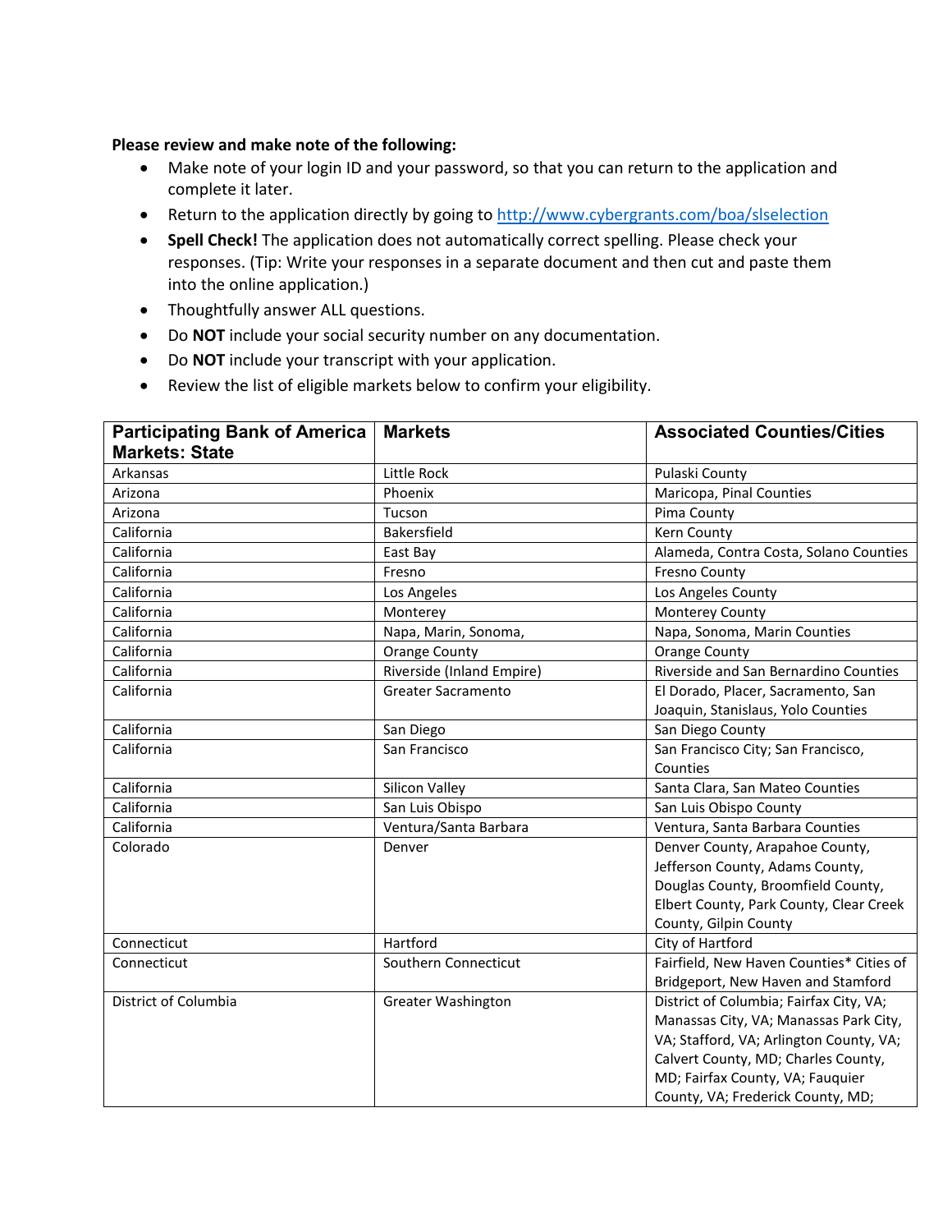**Please review and make note of the following:**

- Make note of your login ID and your password, so that you can return to the application and complete it later.
- Return to the application directly by going to [http://www.cybergrants.com/boa/slselection](http://www.cybergrants.com/boa/slselection)
- **Spell Check!** The application does not automatically correct spelling. Please check your responses. (Tip: Write your responses in a separate document and then cut and paste them into the online application.)
- Thoughtfully answer ALL questions.
- Do **NOT** include your social security number on any documentation.
- Do **NOT** include your transcript with your application.
- Review the list of eligible markets below to confirm your eligibility.

| Participating Bank of America Markets: State | Markets | Associated Counties/Cities |
|---|---|---|
| Arkansas | Little Rock | Pulaski County |
| Arizona | Phoenix | Maricopa, Pinal Counties |
| Arizona | Tucson | Pima County |
| California | Bakersfield | Kern County |
| California | East Bay | Alameda, Contra Costa, Solano Counties |
| California | Fresno | Fresno County |
| California | Los Angeles | Los Angeles County |
| California | Monterey | Monterey County |
| California | Napa, Marin, Sonoma, | Napa, Sonoma, Marin Counties |
| California | Orange County | Orange County |
| California | Riverside (Inland Empire) | Riverside and San Bernardino Counties |
| California | Greater Sacramento | El Dorado, Placer, Sacramento, San Joaquin, Stanislaus, Yolo Counties |
| California | San Diego | San Diego County |
| California | San Francisco | San Francisco City; San Francisco, Counties |
| California | Silicon Valley | Santa Clara, San Mateo Counties |
| California | San Luis Obispo | San Luis Obispo County |
| California | Ventura/Santa Barbara | Ventura, Santa Barbara Counties |
| Colorado | Denver | Denver County, Arapahoe County, Jefferson County, Adams County, Douglas County, Broomfield County, Elbert County, Park County, Clear Creek County, Gilpin County |
| Connecticut | Hartford | City of Hartford |
| Connecticut | Southern Connecticut | Fairfield, New Haven Counties* Cities of Bridgeport, New Haven and Stamford |
| District of Columbia | Greater Washington | District of Columbia; Fairfax City, VA; Manassas City, VA; Manassas Park City, VA; Stafford, VA; Arlington County, VA; Calvert County, MD; Charles County, MD; Fairfax County, VA; Fauquier County, VA; Frederick County, MD; |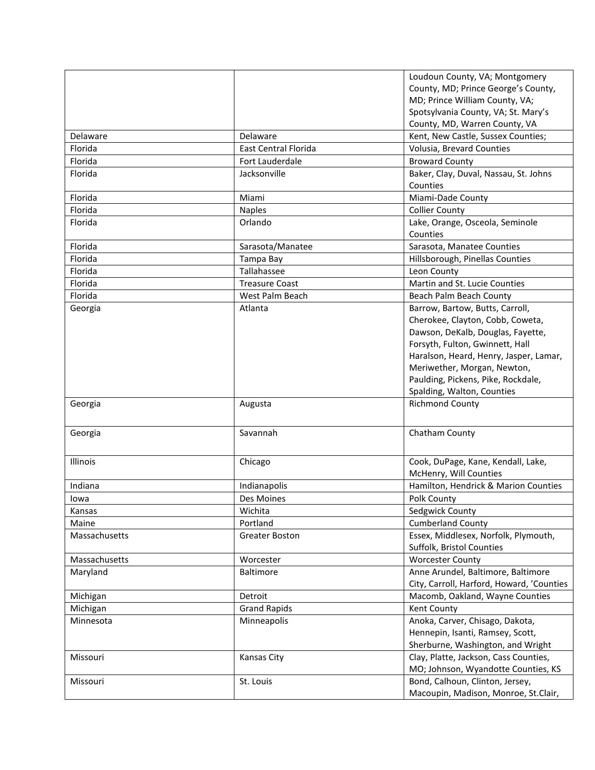| | | |
|---|---|---|
| | | Loudoun County, VA; Montgomery County, MD; Prince George's County, MD; Prince William County, VA; Spotsylvania County, VA; St. Mary's County, MD, Warren County, VA |
| Delaware | Delaware | Kent, New Castle, Sussex Counties; |
| Florida | East Central Florida | Volusia, Brevard Counties |
| Florida | Fort Lauderdale | Broward County |
| Florida | Jacksonville | Baker, Clay, Duval, Nassau, St. Johns Counties |
| Florida | Miami | Miami-Dade County |
| Florida | Naples | Collier County |
| Florida | Orlando | Lake, Orange, Osceola, Seminole Counties |
| Florida | Sarasota/Manatee | Sarasota, Manatee Counties |
| Florida | Tampa Bay | Hillsborough, Pinellas Counties |
| Florida | Tallahassee | Leon County |
| Florida | Treasure Coast | Martin and St. Lucie Counties |
| Florida | West Palm Beach | Beach Palm Beach County |
| Georgia | Atlanta | Barrow, Bartow, Butts, Carroll, Cherokee, Clayton, Cobb, Coweta, Dawson, DeKalb, Douglas, Fayette, Forsyth, Fulton, Gwinnett, Hall Haralson, Heard, Henry, Jasper, Lamar, Meriwether, Morgan, Newton, Paulding, Pickens, Pike, Rockdale, Spalding, Walton, Counties |
| Georgia | Augusta | Richmond County |
| Georgia | Savannah | Chatham County |
| Illinois | Chicago | Cook, DuPage, Kane, Kendall, Lake, McHenry, Will Counties |
| Indiana | Indianapolis | Hamilton, Hendrick & Marion Counties |
| Iowa | Des Moines | Polk County |
| Kansas | Wichita | Sedgwick County |
| Maine | Portland | Cumberland County |
| Massachusetts | Greater Boston | Essex, Middlesex, Norfolk, Plymouth, Suffolk, Bristol Counties |
| Massachusetts | Worcester | Worcester County |
| Maryland | Baltimore | Anne Arundel, Baltimore, Baltimore City, Carroll, Harford, Howard, 'Counties |
| Michigan | Detroit | Macomb, Oakland, Wayne Counties |
| Michigan | Grand Rapids | Kent County |
| Minnesota | Minneapolis | Anoka, Carver, Chisago, Dakota, Hennepin, Isanti, Ramsey, Scott, Sherburne, Washington, and Wright |
| Missouri | Kansas City | Clay, Platte, Jackson, Cass Counties, MO; Johnson, Wyandotte Counties, KS |
| Missouri | St. Louis | Bond, Calhoun, Clinton, Jersey, Macoupin, Madison, Monroe, St.Clair, |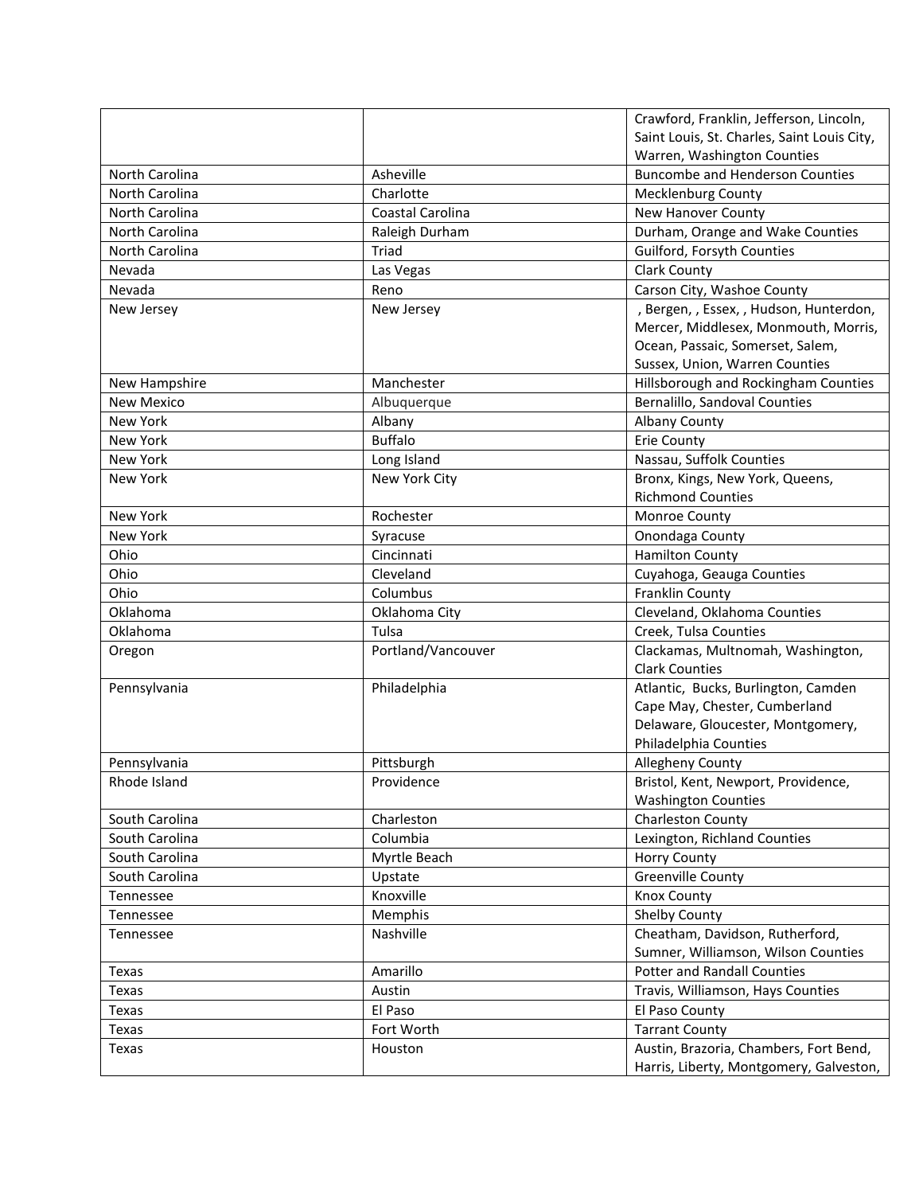| | | |
|---|---|---|
| | | Crawford, Franklin, Jefferson, Lincoln, Saint Louis, St. Charles, Saint Louis City, Warren, Washington Counties |
| North Carolina | Asheville | Buncombe and Henderson Counties |
| North Carolina | Charlotte | Mecklenburg County |
| North Carolina | Coastal Carolina | New Hanover County |
| North Carolina | Raleigh Durham | Durham, Orange and Wake Counties |
| North Carolina | Triad | Guilford, Forsyth Counties |
| Nevada | Las Vegas | Clark County |
| Nevada | Reno | Carson City, Washoe County |
| New Jersey | New Jersey | , Bergen, , Essex, , Hudson, Hunterdon, Mercer, Middlesex, Monmouth, Morris, Ocean, Passaic, Somerset, Salem, Sussex, Union, Warren Counties |
| New Hampshire | Manchester | Hillsborough and Rockingham Counties |
| New Mexico | Albuquerque | Bernalillo, Sandoval Counties |
| New York | Albany | Albany County |
| New York | Buffalo | Erie County |
| New York | Long Island | Nassau, Suffolk Counties |
| New York | New York City | Bronx, Kings, New York, Queens, Richmond Counties |
| New York | Rochester | Monroe County |
| New York | Syracuse | Onondaga County |
| Ohio | Cincinnati | Hamilton County |
| Ohio | Cleveland | Cuyahoga, Geauga Counties |
| Ohio | Columbus | Franklin County |
| Oklahoma | Oklahoma City | Cleveland, Oklahoma Counties |
| Oklahoma | Tulsa | Creek, Tulsa Counties |
| Oregon | Portland/Vancouver | Clackamas, Multnomah, Washington, Clark Counties |
| Pennsylvania | Philadelphia | Atlantic, Bucks, Burlington, Camden Cape May, Chester, Cumberland Delaware, Gloucester, Montgomery, Philadelphia Counties |
| Pennsylvania | Pittsburgh | Allegheny County |
| Rhode Island | Providence | Bristol, Kent, Newport, Providence, Washington Counties |
| South Carolina | Charleston | Charleston County |
| South Carolina | Columbia | Lexington, Richland Counties |
| South Carolina | Myrtle Beach | Horry County |
| South Carolina | Upstate | Greenville County |
| Tennessee | Knoxville | Knox County |
| Tennessee | Memphis | Shelby County |
| Tennessee | Nashville | Cheatham, Davidson, Rutherford, Sumner, Williamson, Wilson Counties |
| Texas | Amarillo | Potter and Randall Counties |
| Texas | Austin | Travis, Williamson, Hays Counties |
| Texas | El Paso | El Paso County |
| Texas | Fort Worth | Tarrant County |
| Texas | Houston | Austin, Brazoria, Chambers, Fort Bend, Harris, Liberty, Montgomery, Galveston, |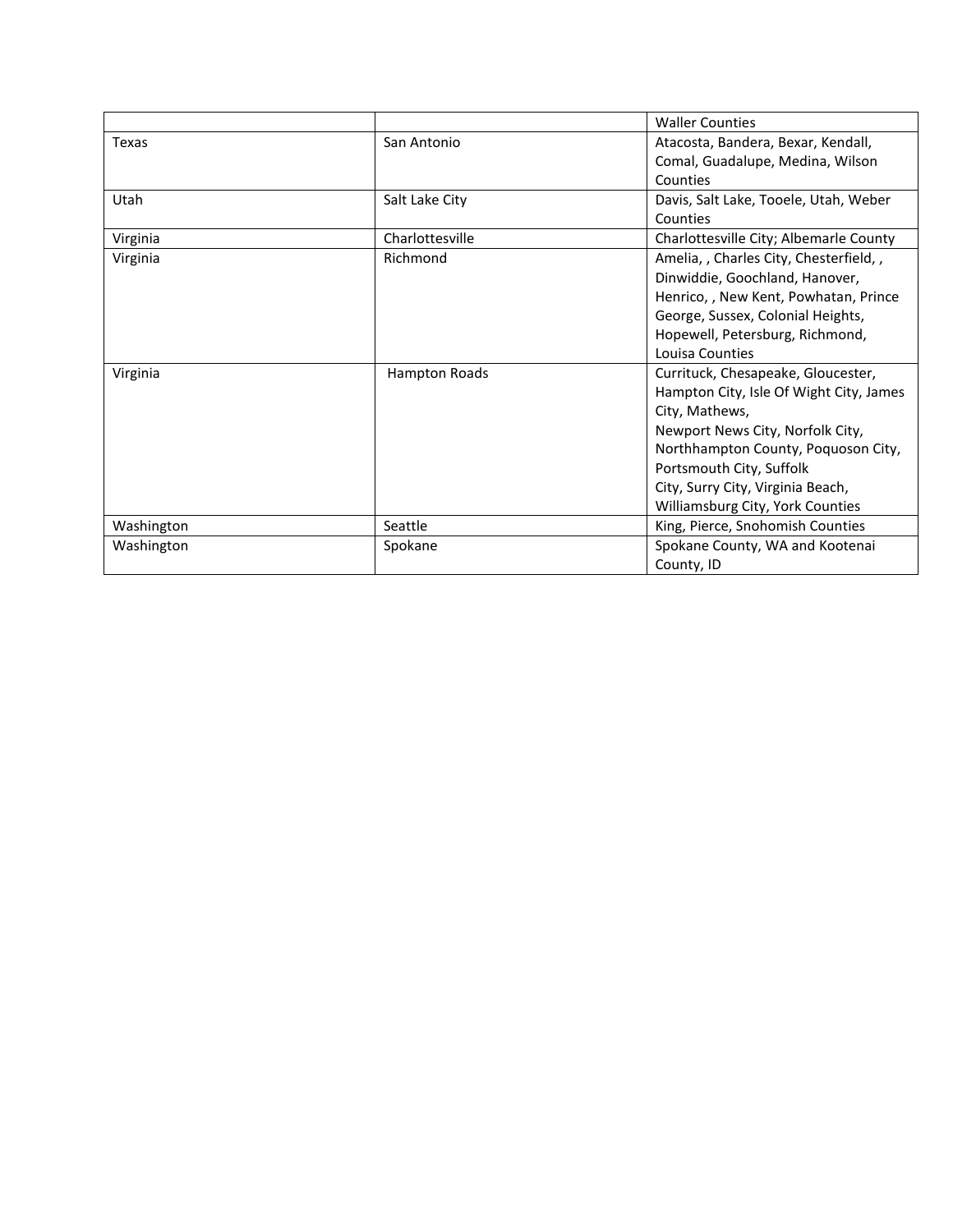| | | |
|---|---|---|
| | | Waller Counties |
| Texas | San Antonio | Atacosta, Bandera, Bexar, Kendall, Comal, Guadalupe, Medina, Wilson Counties |
| Utah | Salt Lake City | Davis, Salt Lake, Tooele, Utah, Weber Counties |
| Virginia | Charlottesville | Charlottesville City; Albemarle County |
| Virginia | Richmond | Amelia, , Charles City, Chesterfield, , Dinwiddie, Goochland, Hanover, Henrico, , New Kent, Powhatan, Prince George, Sussex, Colonial Heights, Hopewell, Petersburg, Richmond, Louisa Counties |
| Virginia | Hampton Roads | Currituck, Chesapeake, Gloucester, Hampton City, Isle Of Wight City, James City, Mathews, Newport News City, Norfolk City, Northhampton County, Poquoson City, Portsmouth City, Suffolk City, Surry City, Virginia Beach, Williamsburg City, York Counties |
| Washington | Seattle | King, Pierce, Snohomish Counties |
| Washington | Spokane | Spokane County, WA and Kootenai County, ID |